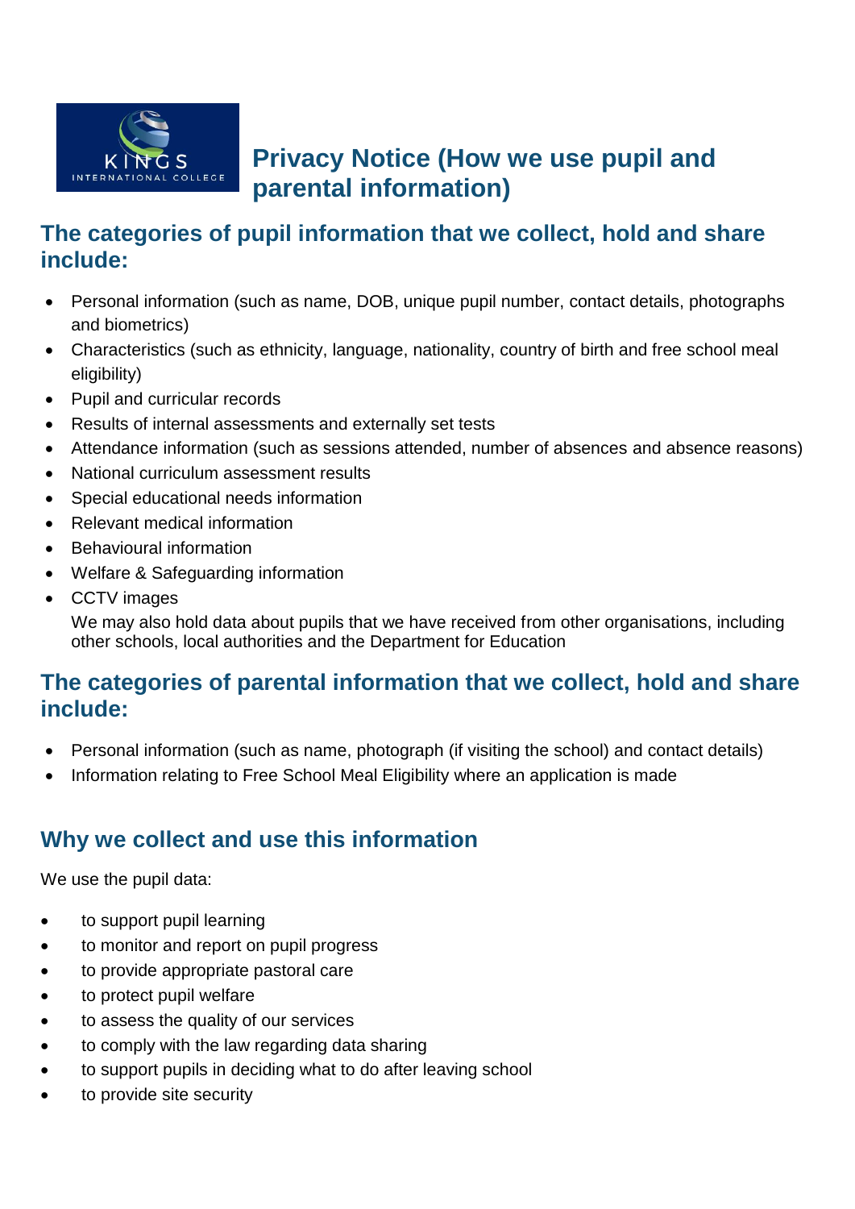# Privacy Notice (How we use pupil and parental information)

## The categories of pupil information that we collect, hold and share include:

- Personal information (such as name, DOB, unique pupil number, contact details, photographs and biometrics)
- Characteristics (such as ethnicity, language, nationality, country of birth and free school meal eligibility)
- Pupil and curricular records
- Results of internal assessments and externally set tests
- Attendance information (such as sessions attended, number of absences and absence reasons)
- National curriculum assessment results
- Special educational needs information
- Relevant medical information
- Behavioural information
- Welfare & Safeguarding information
- CCTV images

  We may also hold data about pupils that we have received from other organisations, including other schools, local authorities and the Department for Education

## The categories of parental information that we collect, hold and share include:

- Personal information (such as name, photograph (if visiting the school) and contact details)
- Information relating to Free School Meal Eligibility where an application is made

## Why we collect and use this information

We use the pupil data:

- to support pupil learning
- to monitor and report on pupil progress
- to provide appropriate pastoral care
- to protect pupil welfare
- to assess the quality of our services
- to comply with the law regarding data sharing
- to support pupils in deciding what to do after leaving school
- to provide site security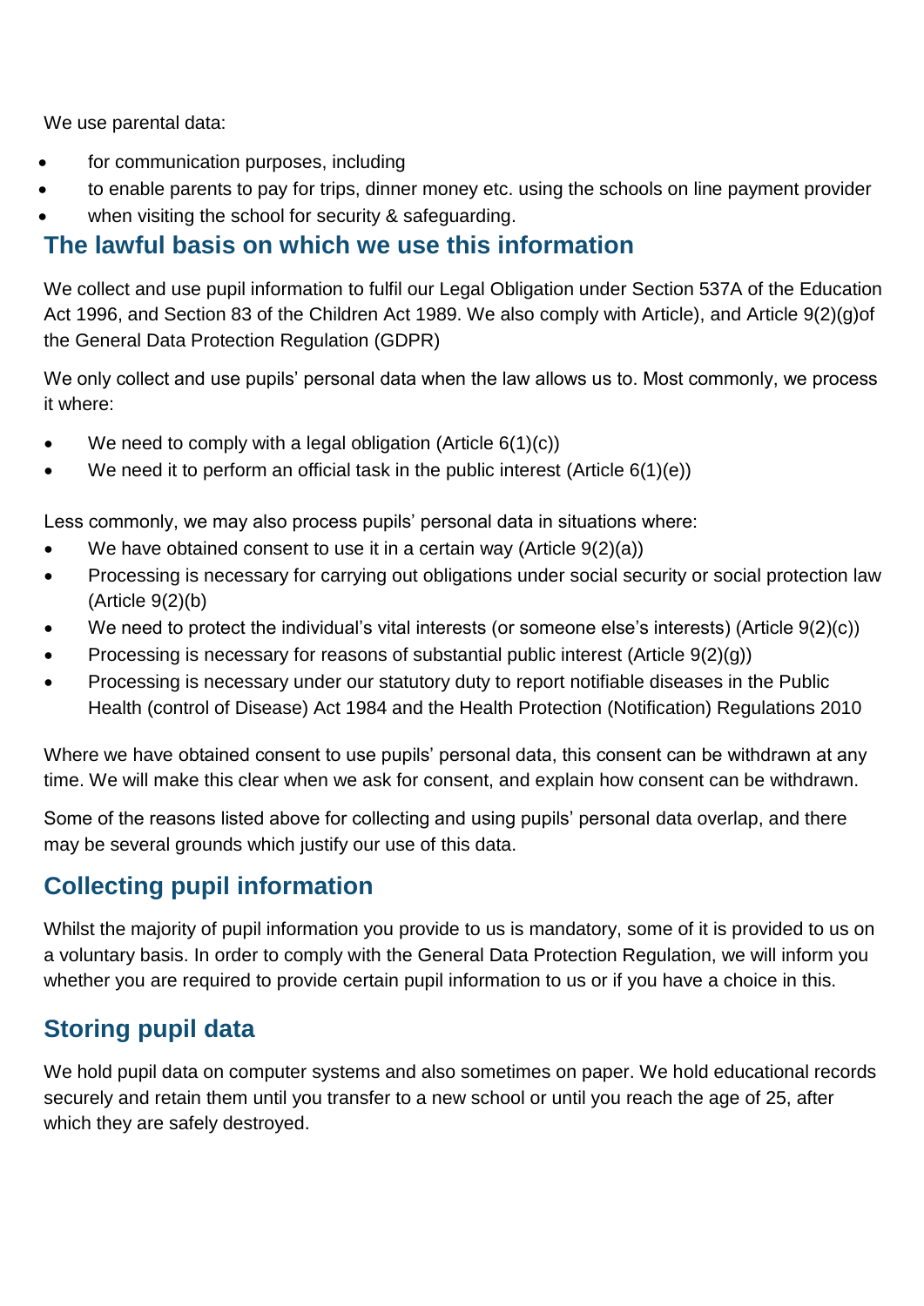We use parental data:

- for communication purposes, including
- to enable parents to pay for trips, dinner money etc. using the schools on line payment provider
- when visiting the school for security & safeguarding.

## The lawful basis on which we use this information

We collect and use pupil information to fulfil our Legal Obligation under Section 537A of the Education Act 1996, and Section 83 of the Children Act 1989. We also comply with Article), and Article 9(2)(g)of the General Data Protection Regulation (GDPR)

We only collect and use pupils' personal data when the law allows us to. Most commonly, we process it where:

- We need to comply with a legal obligation (Article 6(1)(c))
- We need it to perform an official task in the public interest (Article 6(1)(e))

Less commonly, we may also process pupils' personal data in situations where:

- We have obtained consent to use it in a certain way (Article 9(2)(a))
- Processing is necessary for carrying out obligations under social security or social protection law (Article 9(2)(b)
- We need to protect the individual's vital interests (or someone else's interests) (Article 9(2)(c))
- Processing is necessary for reasons of substantial public interest (Article 9(2)(g))
- Processing is necessary under our statutory duty to report notifiable diseases in the Public Health (control of Disease) Act 1984 and the Health Protection (Notification) Regulations 2010

Where we have obtained consent to use pupils' personal data, this consent can be withdrawn at any time. We will make this clear when we ask for consent, and explain how consent can be withdrawn.

Some of the reasons listed above for collecting and using pupils' personal data overlap, and there may be several grounds which justify our use of this data.

## Collecting pupil information

Whilst the majority of pupil information you provide to us is mandatory, some of it is provided to us on a voluntary basis. In order to comply with the General Data Protection Regulation, we will inform you whether you are required to provide certain pupil information to us or if you have a choice in this.

## Storing pupil data

We hold pupil data on computer systems and also sometimes on paper. We hold educational records securely and retain them until you transfer to a new school or until you reach the age of 25, after which they are safely destroyed.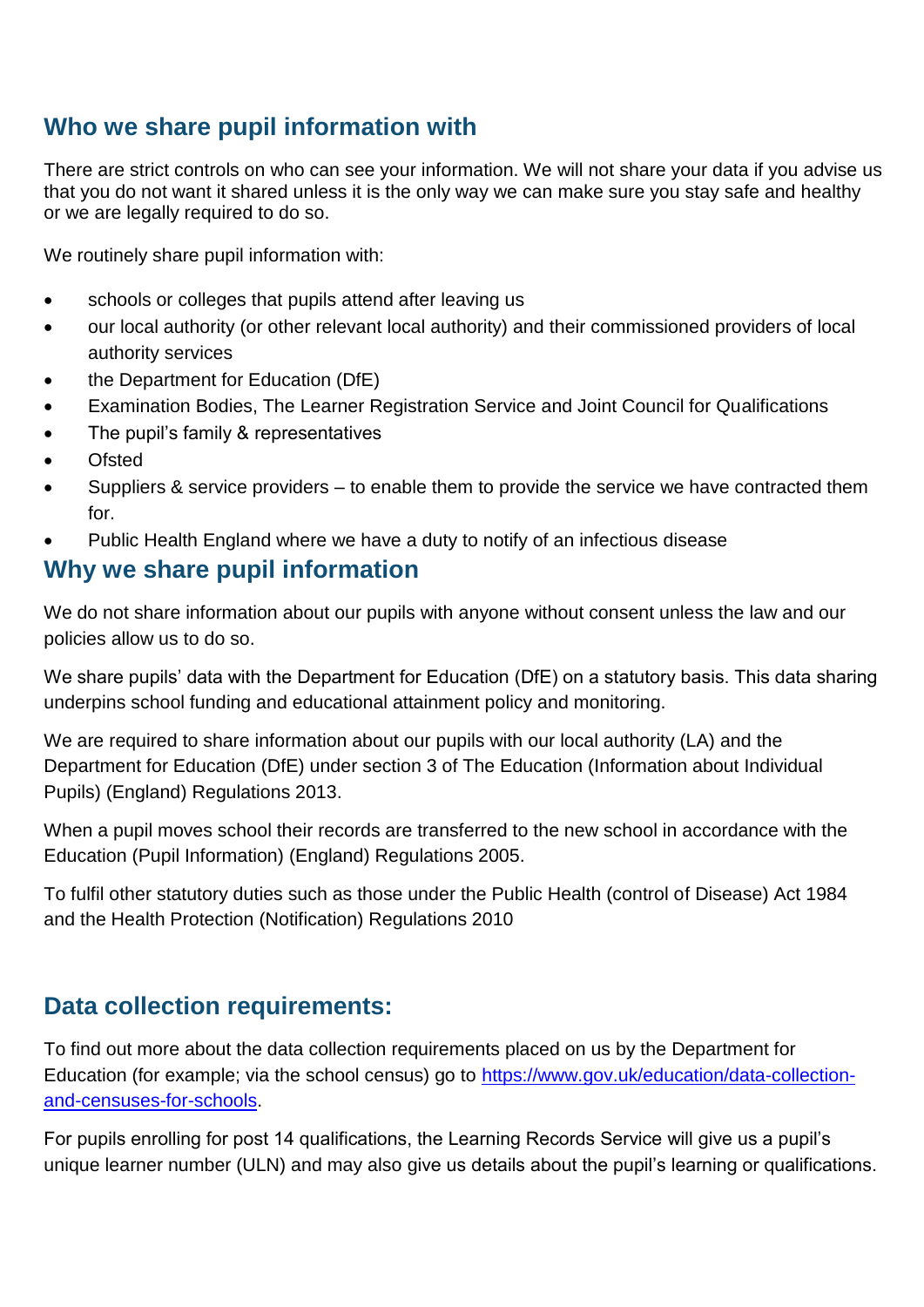## Who we share pupil information with

There are strict controls on who can see your information. We will not share your data if you advise us that you do not want it shared unless it is the only way we can make sure you stay safe and healthy or we are legally required to do so.

We routinely share pupil information with:

- schools or colleges that pupils attend after leaving us
- our local authority (or other relevant local authority) and their commissioned providers of local authority services
- the Department for Education (DfE)
- Examination Bodies, The Learner Registration Service and Joint Council for Qualifications
- The pupil's family & representatives
- Ofsted
- Suppliers & service providers – to enable them to provide the service we have contracted them for.
- Public Health England where we have a duty to notify of an infectious disease

## Why we share pupil information

We do not share information about our pupils with anyone without consent unless the law and our policies allow us to do so.

We share pupils' data with the Department for Education (DfE) on a statutory basis. This data sharing underpins school funding and educational attainment policy and monitoring.

We are required to share information about our pupils with our local authority (LA) and the Department for Education (DfE) under section 3 of The Education (Information about Individual Pupils) (England) Regulations 2013.

When a pupil moves school their records are transferred to the new school in accordance with the Education (Pupil Information) (England) Regulations 2005.

To fulfil other statutory duties such as those under the Public Health (control of Disease) Act 1984 and the Health Protection (Notification) Regulations 2010

## Data collection requirements:

To find out more about the data collection requirements placed on us by the Department for Education (for example; via the school census) go to [https://www.gov.uk/education/data-collection-and-censuses-for-schools](https://www.gov.uk/education/data-collection-and-censuses-for-schools).

For pupils enrolling for post 14 qualifications, the Learning Records Service will give us a pupil's unique learner number (ULN) and may also give us details about the pupil's learning or qualifications.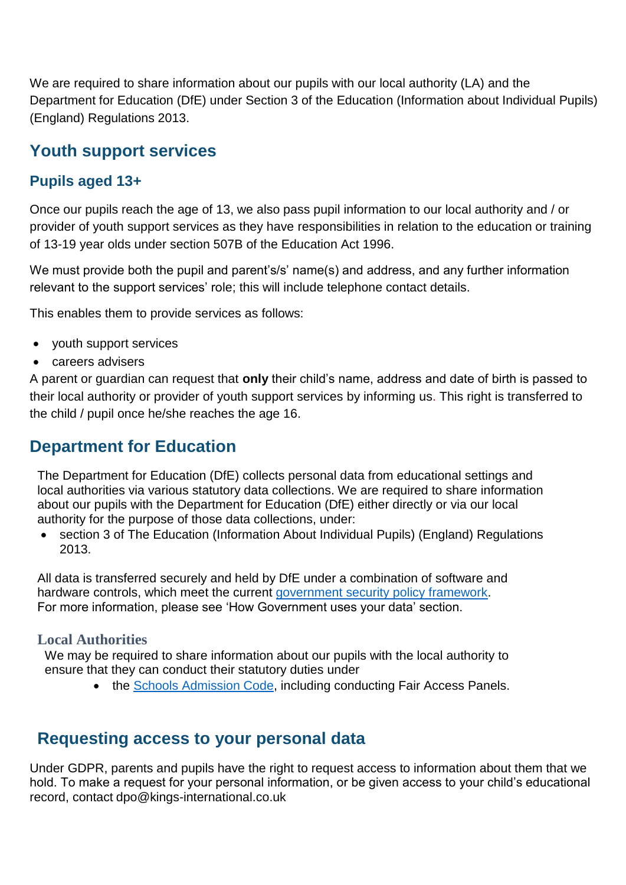We are required to share information about our pupils with our local authority (LA) and the Department for Education (DfE) under Section 3 of the Education (Information about Individual Pupils) (England) Regulations 2013.

## Youth support services

### Pupils aged 13+

Once our pupils reach the age of 13, we also pass pupil information to our local authority and / or provider of youth support services as they have responsibilities in relation to the education or training of 13-19 year olds under section 507B of the Education Act 1996.

We must provide both the pupil and parent's/s' name(s) and address, and any further information relevant to the support services' role; this will include telephone contact details.

This enables them to provide services as follows:

- youth support services
- careers advisers

A parent or guardian can request that **only** their child's name, address and date of birth is passed to their local authority or provider of youth support services by informing us. This right is transferred to the child / pupil once he/she reaches the age 16.

## Department for Education

The Department for Education (DfE) collects personal data from educational settings and local authorities via various statutory data collections. We are required to share information about our pupils with the Department for Education (DfE) either directly or via our local authority for the purpose of those data collections, under:

- section 3 of The Education (Information About Individual Pupils) (England) Regulations 2013.

All data is transferred securely and held by DfE under a combination of software and hardware controls, which meet the current [government security policy framework](). For more information, please see 'How Government uses your data' section.

### Local Authorities

We may be required to share information about our pupils with the local authority to ensure that they can conduct their statutory duties under

- the [Schools Admission Code](), including conducting Fair Access Panels.

## Requesting access to your personal data

Under GDPR, parents and pupils have the right to request access to information about them that we hold. To make a request for your personal information, or be given access to your child's educational record, contact dpo@kings-international.co.uk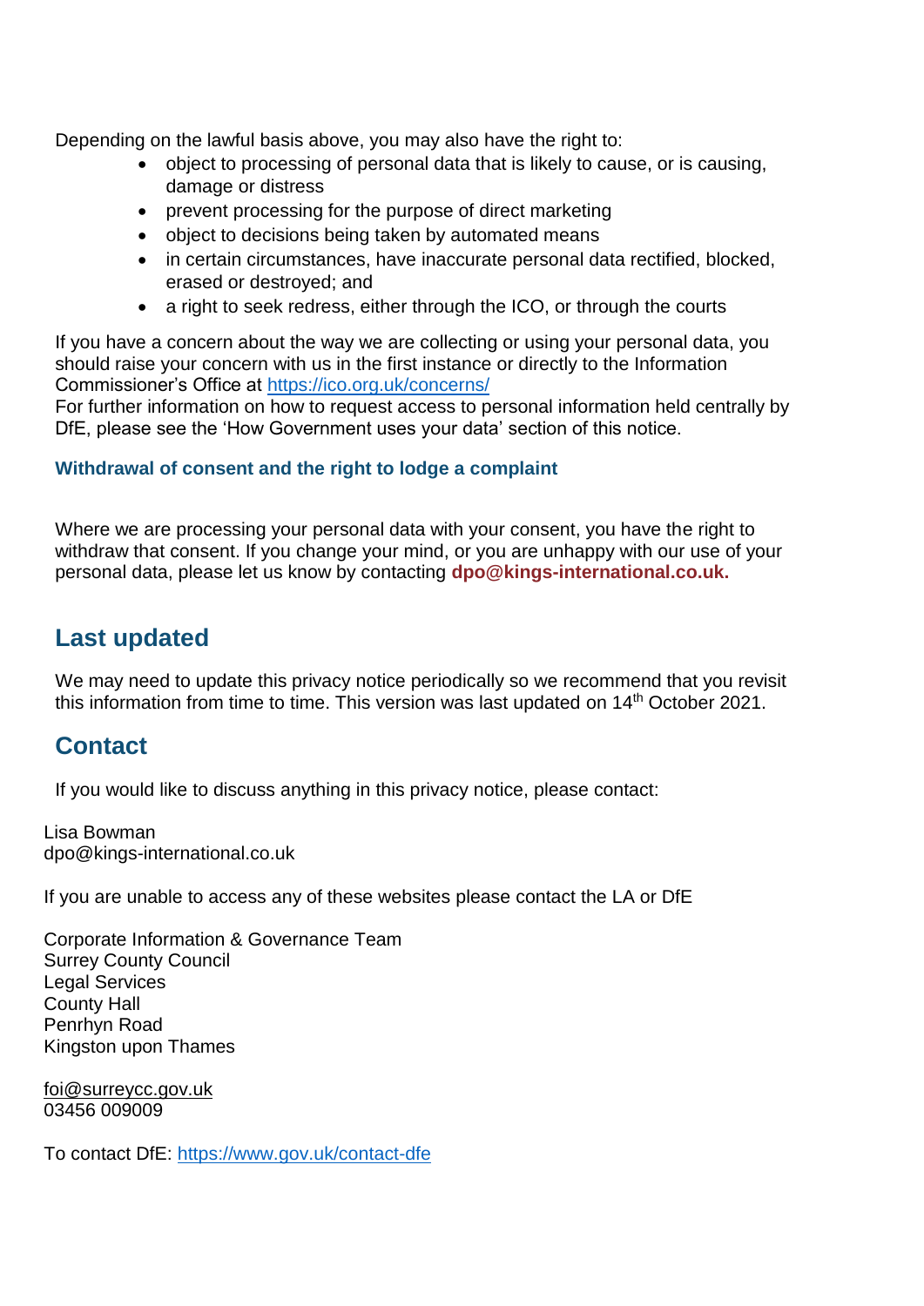Depending on the lawful basis above, you may also have the right to:

- object to processing of personal data that is likely to cause, or is causing, damage or distress
- prevent processing for the purpose of direct marketing
- object to decisions being taken by automated means
- in certain circumstances, have inaccurate personal data rectified, blocked, erased or destroyed; and
- a right to seek redress, either through the ICO, or through the courts

If you have a concern about the way we are collecting or using your personal data, you should raise your concern with us in the first instance or directly to the Information Commissioner's Office at https://ico.org.uk/concerns/
For further information on how to request access to personal information held centrally by DfE, please see the 'How Government uses your data' section of this notice.

#### Withdrawal of consent and the right to lodge a complaint

Where we are processing your personal data with your consent, you have the right to withdraw that consent. If you change your mind, or you are unhappy with our use of your personal data, please let us know by contacting **dpo@kings-international.co.uk.**

## Last updated

We may need to update this privacy notice periodically so we recommend that you revisit this information from time to time. This version was last updated on 14th October 2021.

## Contact

If you would like to discuss anything in this privacy notice, please contact:

Lisa Bowman
dpo@kings-international.co.uk

If you are unable to access any of these websites please contact the LA or DfE

Corporate Information & Governance Team
Surrey County Council
Legal Services
County Hall
Penrhyn Road
Kingston upon Thames

foi@surreycc.gov.uk
03456 009009

To contact DfE: https://www.gov.uk/contact-dfe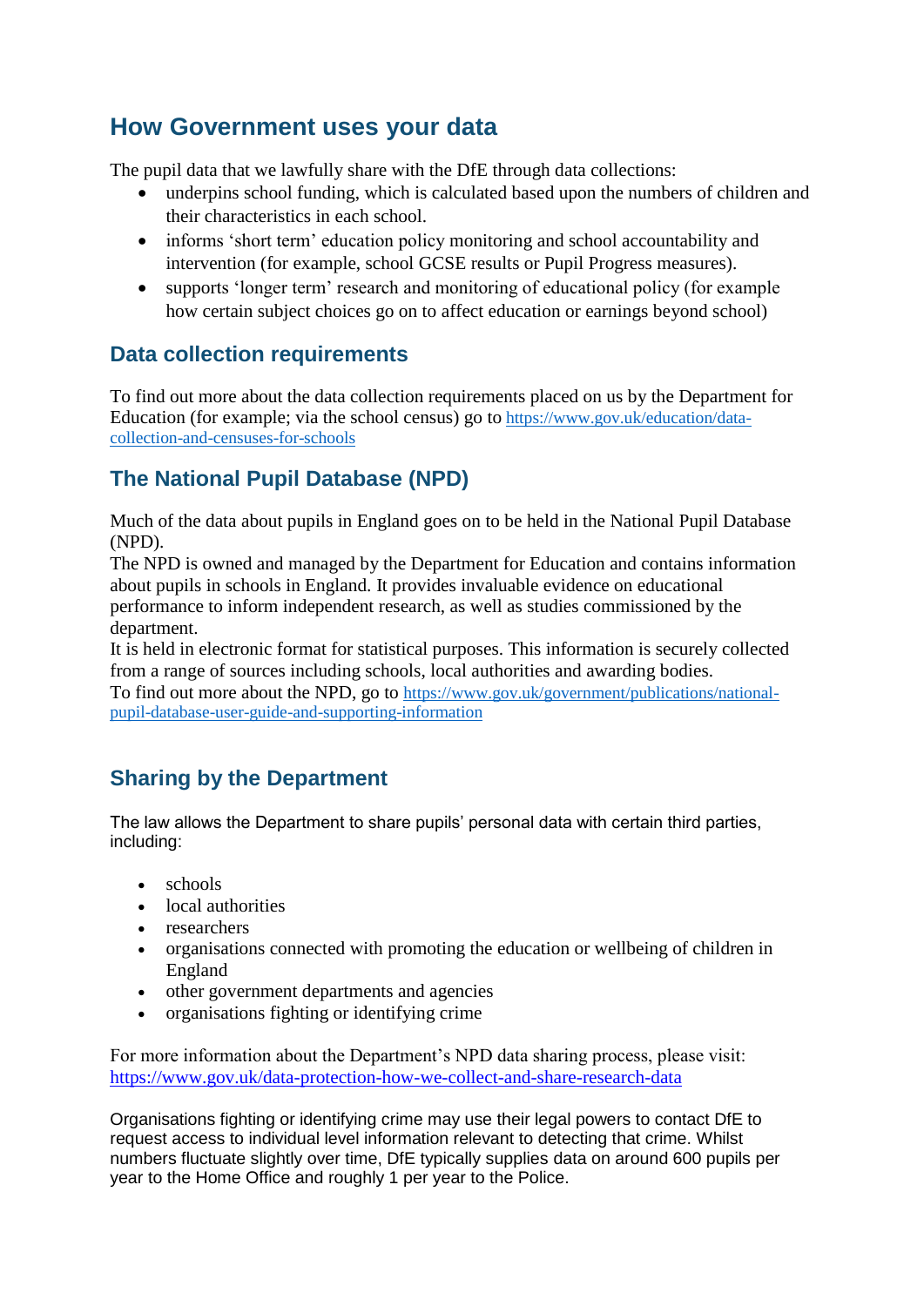## How Government uses your data

The pupil data that we lawfully share with the DfE through data collections:

- underpins school funding, which is calculated based upon the numbers of children and their characteristics in each school.
- informs 'short term' education policy monitoring and school accountability and intervention (for example, school GCSE results or Pupil Progress measures).
- supports 'longer term' research and monitoring of educational policy (for example how certain subject choices go on to affect education or earnings beyond school)

### Data collection requirements

To find out more about the data collection requirements placed on us by the Department for Education (for example; via the school census) go to [https://www.gov.uk/education/data-collection-and-censuses-for-schools](https://www.gov.uk/education/data-collection-and-censuses-for-schools)

### The National Pupil Database (NPD)

Much of the data about pupils in England goes on to be held in the National Pupil Database (NPD).

The NPD is owned and managed by the Department for Education and contains information about pupils in schools in England. It provides invaluable evidence on educational performance to inform independent research, as well as studies commissioned by the department.

It is held in electronic format for statistical purposes. This information is securely collected from a range of sources including schools, local authorities and awarding bodies.

To find out more about the NPD, go to [https://www.gov.uk/government/publications/national-pupil-database-user-guide-and-supporting-information](https://www.gov.uk/government/publications/national-pupil-database-user-guide-and-supporting-information)

### Sharing by the Department

The law allows the Department to share pupils' personal data with certain third parties, including:

- schools
- local authorities
- researchers
- organisations connected with promoting the education or wellbeing of children in England
- other government departments and agencies
- organisations fighting or identifying crime

For more information about the Department's NPD data sharing process, please visit: [https://www.gov.uk/data-protection-how-we-collect-and-share-research-data](https://www.gov.uk/data-protection-how-we-collect-and-share-research-data)

Organisations fighting or identifying crime may use their legal powers to contact DfE to request access to individual level information relevant to detecting that crime. Whilst numbers fluctuate slightly over time, DfE typically supplies data on around 600 pupils per year to the Home Office and roughly 1 per year to the Police.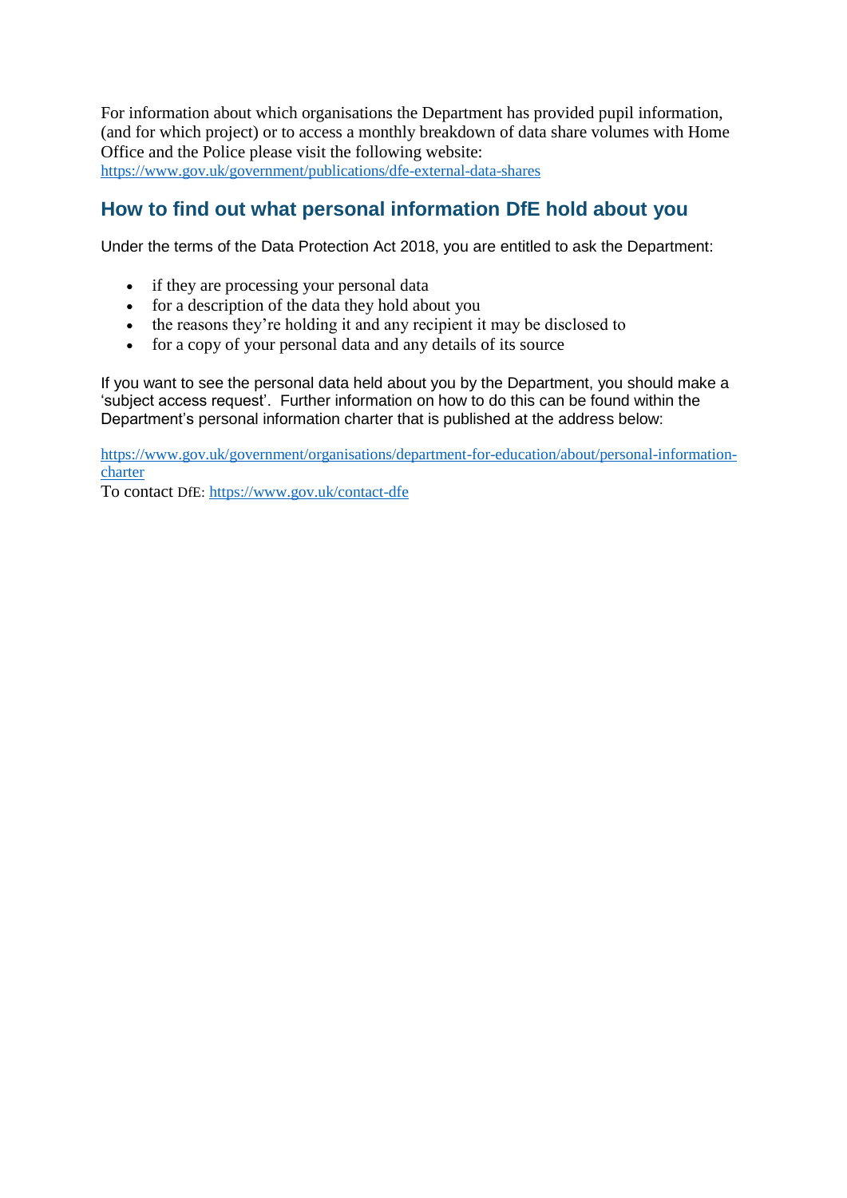For information about which organisations the Department has provided pupil information, (and for which project) or to access a monthly breakdown of data share volumes with Home Office and the Police please visit the following website:
https://www.gov.uk/government/publications/dfe-external-data-shares

## How to find out what personal information DfE hold about you

Under the terms of the Data Protection Act 2018, you are entitled to ask the Department:

- if they are processing your personal data
- for a description of the data they hold about you
- the reasons they're holding it and any recipient it may be disclosed to
- for a copy of your personal data and any details of its source

If you want to see the personal data held about you by the Department, you should make a 'subject access request'. Further information on how to do this can be found within the Department's personal information charter that is published at the address below:

https://www.gov.uk/government/organisations/department-for-education/about/personal-information-charter

To contact DfE: https://www.gov.uk/contact-dfe